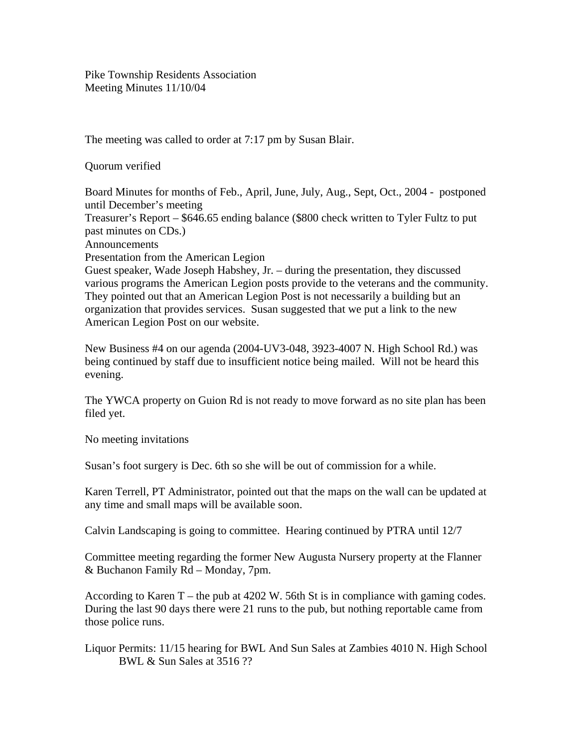Pike Township Residents Association
Meeting Minutes 11/10/04

The meeting was called to order at 7:17 pm by Susan Blair.

Quorum verified

Board Minutes for months of Feb., April, June, July, Aug., Sept, Oct., 2004 - postponed until December's meeting
Treasurer's Report – $646.65 ending balance ($800 check written to Tyler Fultz to put past minutes on CDs.)
Announcements
Presentation from the American Legion
Guest speaker, Wade Joseph Habshey, Jr. – during the presentation, they discussed various programs the American Legion posts provide to the veterans and the community. They pointed out that an American Legion Post is not necessarily a building but an organization that provides services. Susan suggested that we put a link to the new American Legion Post on our website.

New Business #4 on our agenda (2004-UV3-048, 3923-4007 N. High School Rd.) was being continued by staff due to insufficient notice being mailed. Will not be heard this evening.

The YWCA property on Guion Rd is not ready to move forward as no site plan has been filed yet.

No meeting invitations

Susan's foot surgery is Dec. 6th so she will be out of commission for a while.

Karen Terrell, PT Administrator, pointed out that the maps on the wall can be updated at any time and small maps will be available soon.

Calvin Landscaping is going to committee. Hearing continued by PTRA until 12/7

Committee meeting regarding the former New Augusta Nursery property at the Flanner & Buchanon Family Rd – Monday, 7pm.

According to Karen T – the pub at 4202 W. 56th St is in compliance with gaming codes. During the last 90 days there were 21 runs to the pub, but nothing reportable came from those police runs.

Liquor Permits: 11/15 hearing for BWL And Sun Sales at Zambies 4010 N. High School
BWL & Sun Sales at 3516 ??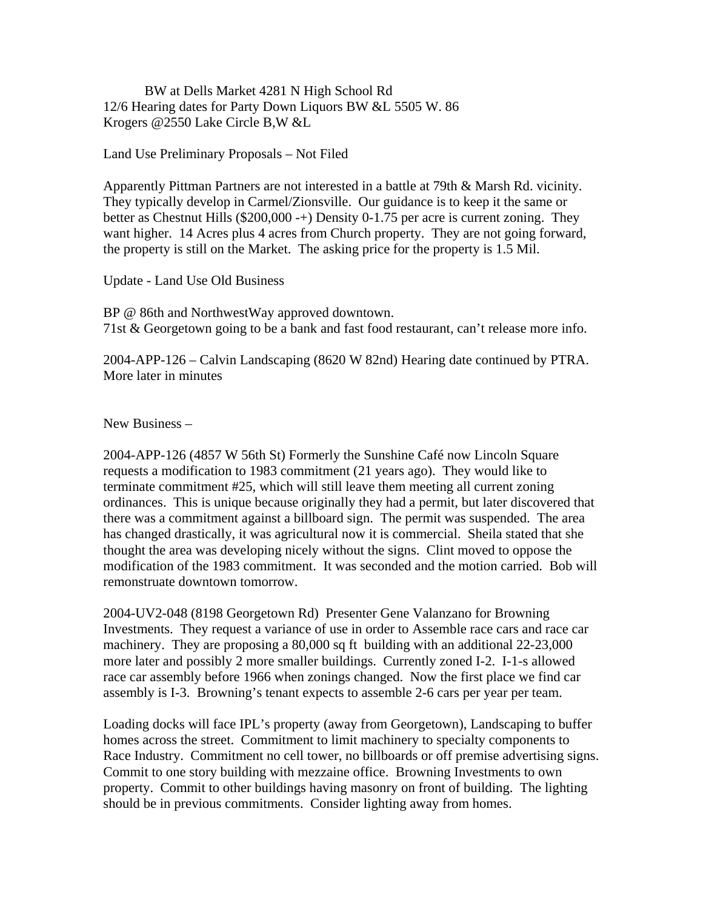BW at Dells Market 4281 N High School Rd
12/6 Hearing dates for Party Down Liquors BW &L 5505 W. 86
Krogers @2550 Lake Circle B,W &L

Land Use Preliminary Proposals – Not Filed

Apparently Pittman Partners are not interested in a battle at 79th & Marsh Rd. vicinity. They typically develop in Carmel/Zionsville. Our guidance is to keep it the same or better as Chestnut Hills ($200,000 -+) Density 0-1.75 per acre is current zoning. They want higher. 14 Acres plus 4 acres from Church property. They are not going forward, the property is still on the Market. The asking price for the property is 1.5 Mil.

Update - Land Use Old Business

BP @ 86th and NorthwestWay approved downtown.
71st & Georgetown going to be a bank and fast food restaurant, can't release more info.

2004-APP-126 – Calvin Landscaping (8620 W 82nd) Hearing date continued by PTRA. More later in minutes

New Business –

2004-APP-126 (4857 W 56th St) Formerly the Sunshine Café now Lincoln Square requests a modification to 1983 commitment (21 years ago). They would like to terminate commitment #25, which will still leave them meeting all current zoning ordinances. This is unique because originally they had a permit, but later discovered that there was a commitment against a billboard sign. The permit was suspended. The area has changed drastically, it was agricultural now it is commercial. Sheila stated that she thought the area was developing nicely without the signs. Clint moved to oppose the modification of the 1983 commitment. It was seconded and the motion carried. Bob will remonstruate downtown tomorrow.

2004-UV2-048 (8198 Georgetown Rd) Presenter Gene Valanzano for Browning Investments. They request a variance of use in order to Assemble race cars and race car machinery. They are proposing a 80,000 sq ft building with an additional 22-23,000 more later and possibly 2 more smaller buildings. Currently zoned I-2. I-1-s allowed race car assembly before 1966 when zonings changed. Now the first place we find car assembly is I-3. Browning's tenant expects to assemble 2-6 cars per year per team.

Loading docks will face IPL's property (away from Georgetown), Landscaping to buffer homes across the street. Commitment to limit machinery to specialty components to Race Industry. Commitment no cell tower, no billboards or off premise advertising signs. Commit to one story building with mezzaine office. Browning Investments to own property. Commit to other buildings having masonry on front of building. The lighting should be in previous commitments. Consider lighting away from homes.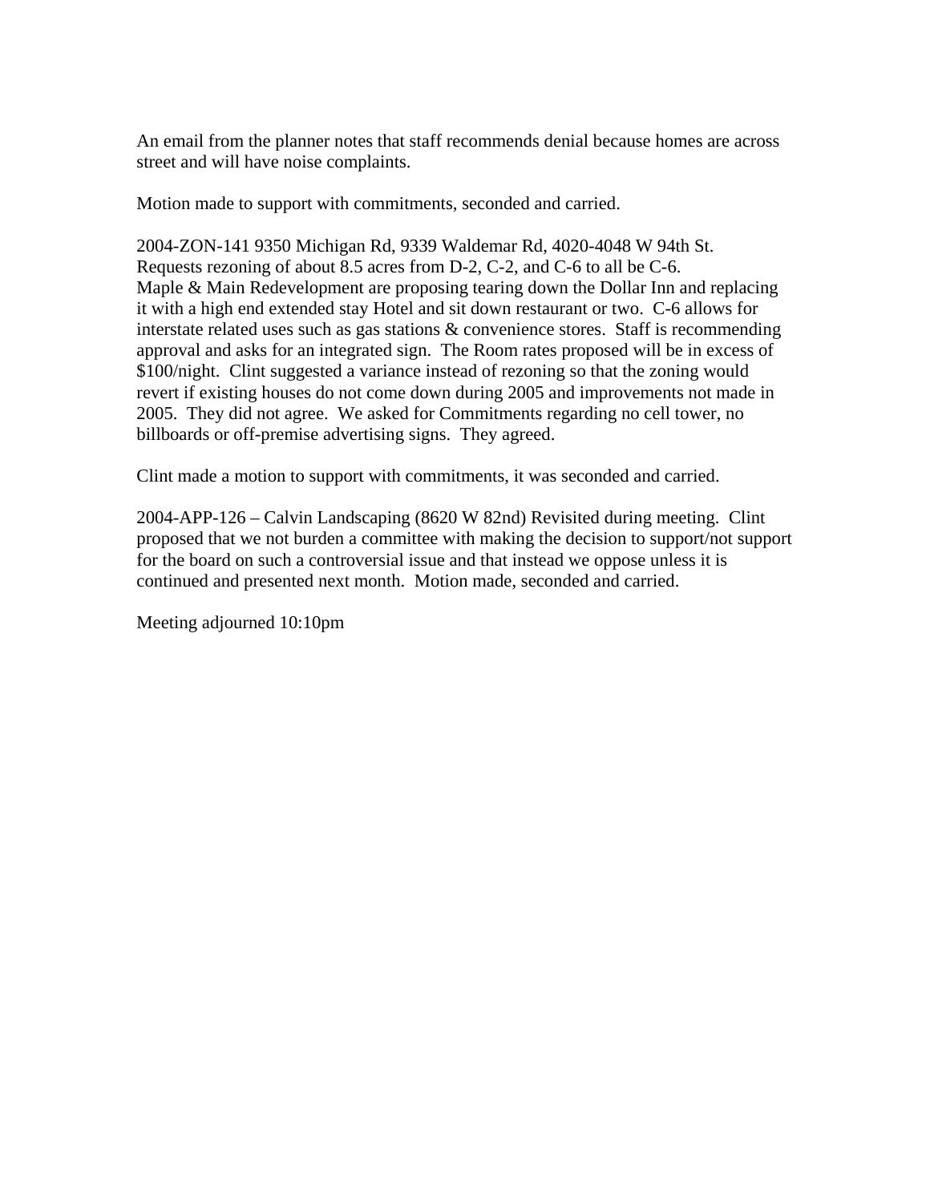An email from the planner notes that staff recommends denial because homes are across street and will have noise complaints.

Motion made to support with commitments, seconded and carried.

2004-ZON-141 9350 Michigan Rd, 9339 Waldemar Rd, 4020-4048 W 94th St. Requests rezoning of about 8.5 acres from D-2, C-2, and C-6 to all be C-6. Maple & Main Redevelopment are proposing tearing down the Dollar Inn and replacing it with a high end extended stay Hotel and sit down restaurant or two. C-6 allows for interstate related uses such as gas stations & convenience stores. Staff is recommending approval and asks for an integrated sign. The Room rates proposed will be in excess of $100/night. Clint suggested a variance instead of rezoning so that the zoning would revert if existing houses do not come down during 2005 and improvements not made in 2005. They did not agree. We asked for Commitments regarding no cell tower, no billboards or off-premise advertising signs. They agreed.

Clint made a motion to support with commitments, it was seconded and carried.

2004-APP-126 – Calvin Landscaping (8620 W 82nd) Revisited during meeting. Clint proposed that we not burden a committee with making the decision to support/not support for the board on such a controversial issue and that instead we oppose unless it is continued and presented next month. Motion made, seconded and carried.

Meeting adjourned 10:10pm